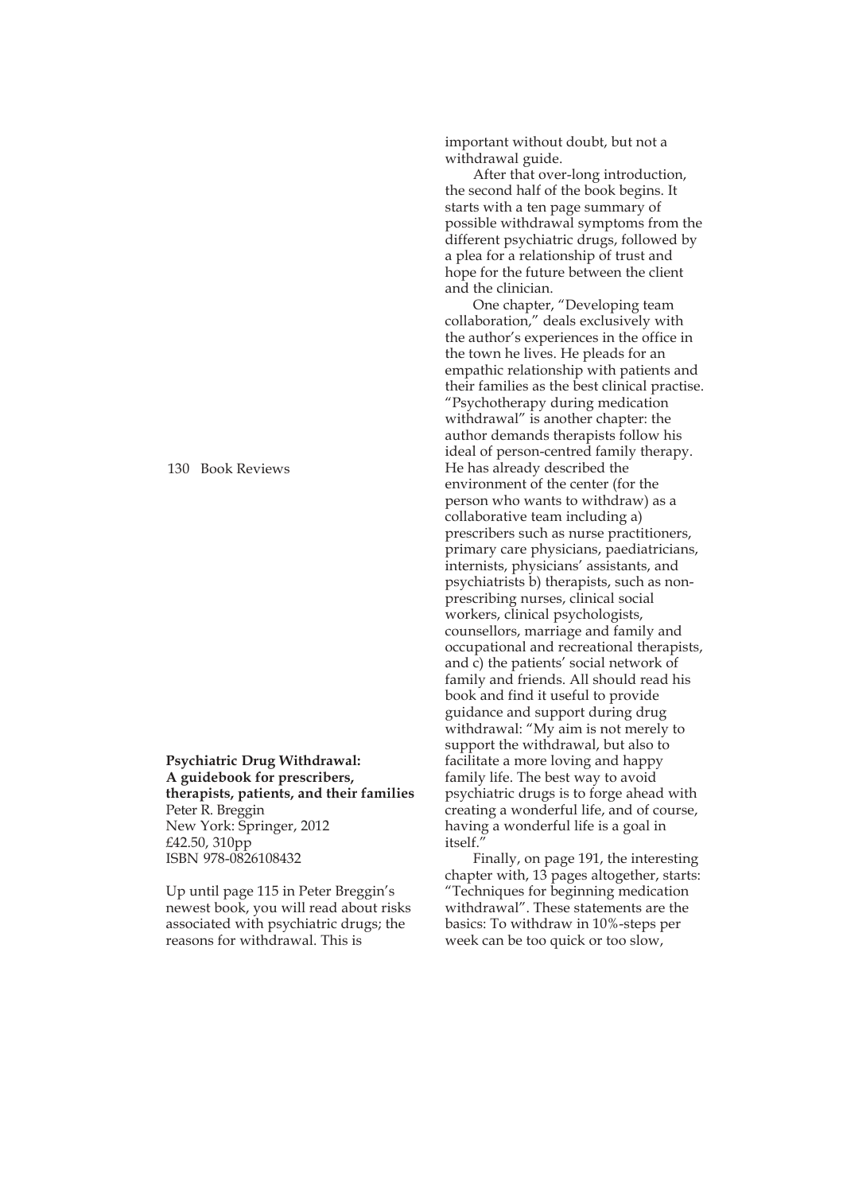**Psychiatric Drug Withdrawal: A guidebook for prescribers, therapists, patients, and their families**
Peter R. Breggin
New York: Springer, 2012
£42.50, 310pp
ISBN 978-0826108432

Up until page 115 in Peter Breggin's newest book, you will read about risks associated with psychiatric drugs; the reasons for withdrawal. This is important without doubt, but not a withdrawal guide.

After that over-long introduction, the second half of the book begins. It starts with a ten page summary of possible withdrawal symptoms from the different psychiatric drugs, followed by a plea for a relationship of trust and hope for the future between the client and the clinician.

One chapter, "Developing team collaboration," deals exclusively with the author's experiences in the office in the town he lives. He pleads for an empathic relationship with patients and their families as the best clinical practise. "Psychotherapy during medication withdrawal" is another chapter: the author demands therapists follow his ideal of person-centred family therapy. He has already described the environment of the center (for the person who wants to withdraw) as a collaborative team including a) prescribers such as nurse practitioners, primary care physicians, paediatricians, internists, physicians' assistants, and psychiatrists b) therapists, such as non-prescribing nurses, clinical social workers, clinical psychologists, counsellors, marriage and family and occupational and recreational therapists, and c) the patients' social network of family and friends. All should read his book and find it useful to provide guidance and support during drug withdrawal: "My aim is not merely to support the withdrawal, but also to facilitate a more loving and happy family life. The best way to avoid psychiatric drugs is to forge ahead with creating a wonderful life, and of course, having a wonderful life is a goal in itself."

Finally, on page 191, the interesting chapter with, 13 pages altogether, starts: "Techniques for beginning medication withdrawal". These statements are the basics: To withdraw in 10%-steps per week can be too quick or too slow,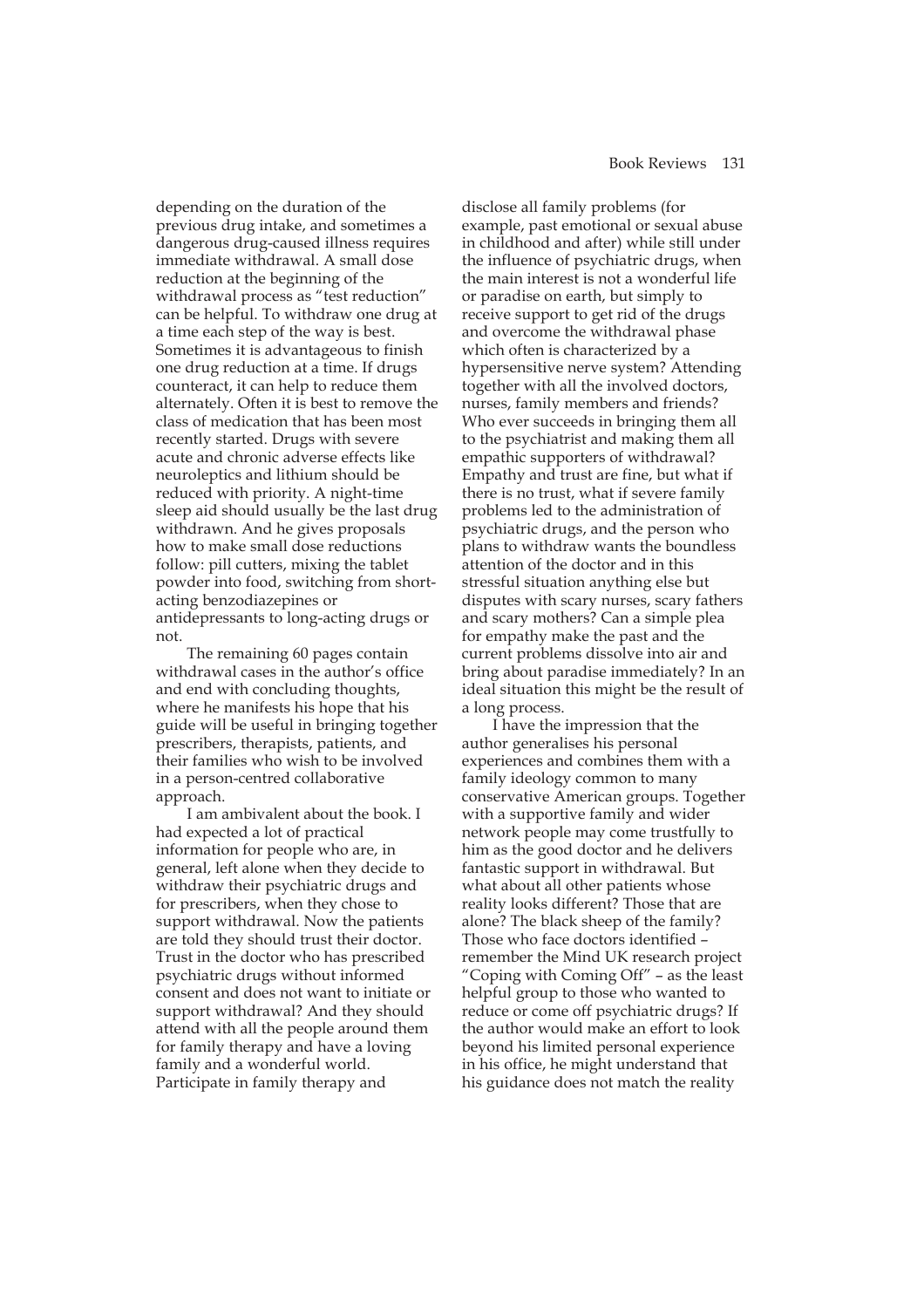depending on the duration of the previous drug intake, and sometimes a dangerous drug-caused illness requires immediate withdrawal. A small dose reduction at the beginning of the withdrawal process as "test reduction" can be helpful. To withdraw one drug at a time each step of the way is best. Sometimes it is advantageous to finish one drug reduction at a time. If drugs counteract, it can help to reduce them alternately. Often it is best to remove the class of medication that has been most recently started. Drugs with severe acute and chronic adverse effects like neuroleptics and lithium should be reduced with priority. A night-time sleep aid should usually be the last drug withdrawn. And he gives proposals how to make small dose reductions follow: pill cutters, mixing the tablet powder into food, switching from short-acting benzodiazepines or antidepressants to long-acting drugs or not.

The remaining 60 pages contain withdrawal cases in the author's office and end with concluding thoughts, where he manifests his hope that his guide will be useful in bringing together prescribers, therapists, patients, and their families who wish to be involved in a person-centred collaborative approach.

I am ambivalent about the book. I had expected a lot of practical information for people who are, in general, left alone when they decide to withdraw their psychiatric drugs and for prescribers, when they chose to support withdrawal. Now the patients are told they should trust their doctor. Trust in the doctor who has prescribed psychiatric drugs without informed consent and does not want to initiate or support withdrawal? And they should attend with all the people around them for family therapy and have a loving family and a wonderful world. Participate in family therapy and disclose all family problems (for example, past emotional or sexual abuse in childhood and after) while still under the influence of psychiatric drugs, when the main interest is not a wonderful life or paradise on earth, but simply to receive support to get rid of the drugs and overcome the withdrawal phase which often is characterized by a hypersensitive nerve system? Attending together with all the involved doctors, nurses, family members and friends? Who ever succeeds in bringing them all to the psychiatrist and making them all empathic supporters of withdrawal? Empathy and trust are fine, but what if there is no trust, what if severe family problems led to the administration of psychiatric drugs, and the person who plans to withdraw wants the boundless attention of the doctor and in this stressful situation anything else but disputes with scary nurses, scary fathers and scary mothers? Can a simple plea for empathy make the past and the current problems dissolve into air and bring about paradise immediately? In an ideal situation this might be the result of a long process.

I have the impression that the author generalises his personal experiences and combines them with a family ideology common to many conservative American groups. Together with a supportive family and wider network people may come trustfully to him as the good doctor and he delivers fantastic support in withdrawal. But what about all other patients whose reality looks different? Those that are alone? The black sheep of the family? Those who face doctors identified – remember the Mind UK research project "Coping with Coming Off" – as the least helpful group to those who wanted to reduce or come off psychiatric drugs? If the author would make an effort to look beyond his limited personal experience in his office, he might understand that his guidance does not match the reality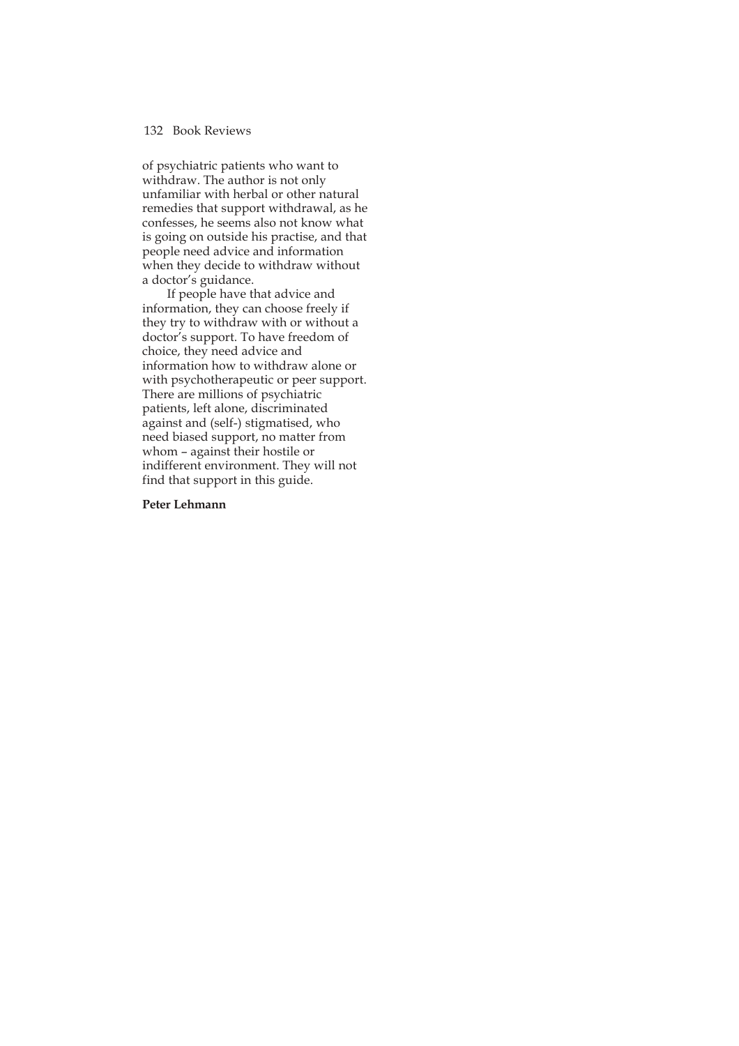of psychiatric patients who want to withdraw. The author is not only unfamiliar with herbal or other natural remedies that support withdrawal, as he confesses, he seems also not know what is going on outside his practise, and that people need advice and information when they decide to withdraw without a doctor's guidance.

If people have that advice and information, they can choose freely if they try to withdraw with or without a doctor's support. To have freedom of choice, they need advice and information how to withdraw alone or with psychotherapeutic or peer support. There are millions of psychiatric patients, left alone, discriminated against and (self-) stigmatised, who need biased support, no matter from whom – against their hostile or indifferent environment. They will not find that support in this guide.

**Peter Lehmann**